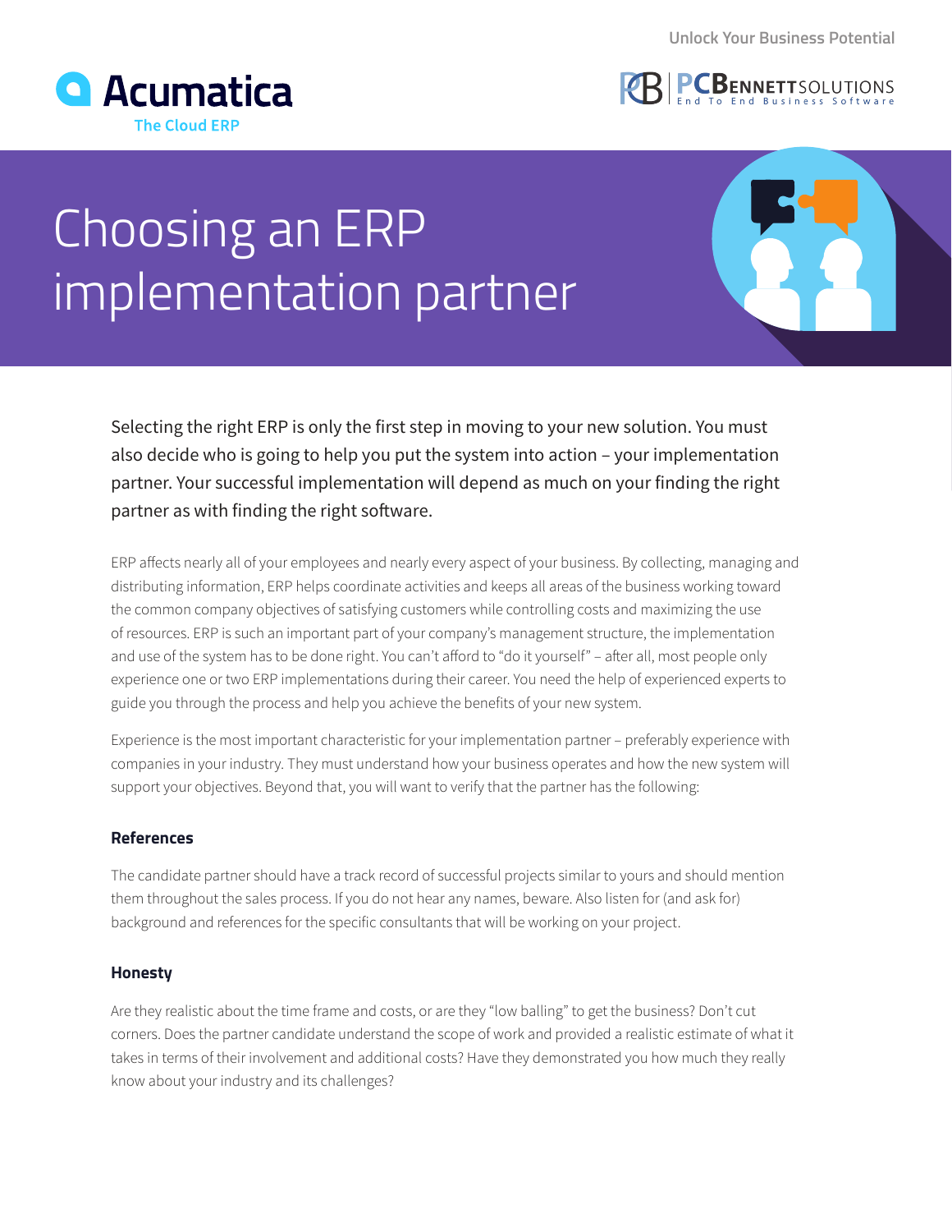# Choosing an ERP implementation partner

Selecting the right ERP is only the first step in moving to your new solution. You must also decide who is going to help you put the system into action – your implementation partner. Your successful implementation will depend as much on your finding the right partner as with finding the right software.

ERP affects nearly all of your employees and nearly every aspect of your business. By collecting, managing and distributing information, ERP helps coordinate activities and keeps all areas of the business working toward the common company objectives of satisfying customers while controlling costs and maximizing the use of resources. ERP is such an important part of your company's management structure, the implementation and use of the system has to be done right. You can't afford to "do it yourself" – after all, most people only experience one or two ERP implementations during their career. You need the help of experienced experts to guide you through the process and help you achieve the benefits of your new system.

Experience is the most important characteristic for your implementation partner – preferably experience with companies in your industry. They must understand how your business operates and how the new system will support your objectives. Beyond that, you will want to verify that the partner has the following:

### References

The candidate partner should have a track record of successful projects similar to yours and should mention them throughout the sales process. If you do not hear any names, beware. Also listen for (and ask for) background and references for the specific consultants that will be working on your project.

### Honesty

Are they realistic about the time frame and costs, or are they "low balling" to get the business? Don't cut corners. Does the partner candidate understand the scope of work and provided a realistic estimate of what it takes in terms of their involvement and additional costs? Have they demonstrated you how much they really know about your industry and its challenges?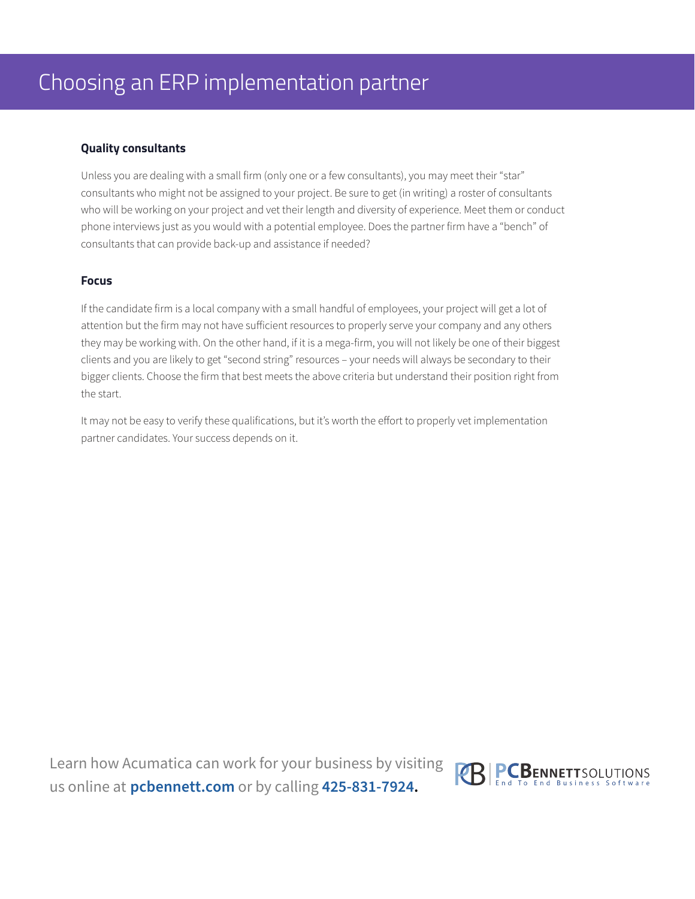# Choosing an ERP implementation partner

### Quality consultants

Unless you are dealing with a small firm (only one or a few consultants), you may meet their "star" consultants who might not be assigned to your project. Be sure to get (in writing) a roster of consultants who will be working on your project and vet their length and diversity of experience. Meet them or conduct phone interviews just as you would with a potential employee. Does the partner firm have a "bench" of consultants that can provide back-up and assistance if needed?

### Focus

If the candidate firm is a local company with a small handful of employees, your project will get a lot of attention but the firm may not have sufficient resources to properly serve your company and any others they may be working with. On the other hand, if it is a mega-firm, you will not likely be one of their biggest clients and you are likely to get "second string" resources – your needs will always be secondary to their bigger clients. Choose the firm that best meets the above criteria but understand their position right from the start.

It may not be easy to verify these qualifications, but it's worth the effort to properly vet implementation partner candidates. Your success depends on it.

Learn how Acumatica can work for your business by visiting us online at **pcbennett.com** or by calling **425-831-7924.**

PCBENNETT SOLUTIONS
End To End Business Software